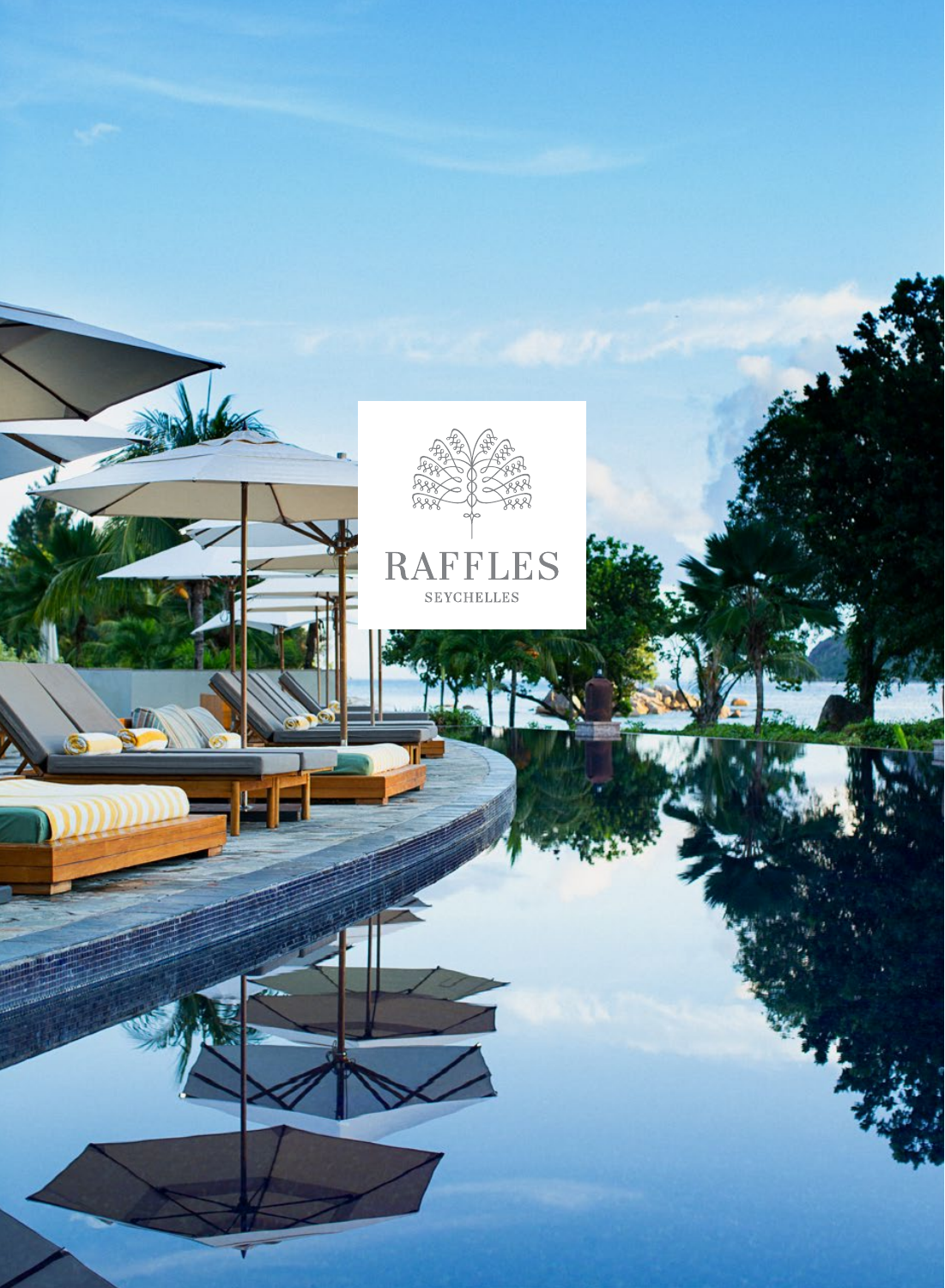RAFFLES

SEYCHELLES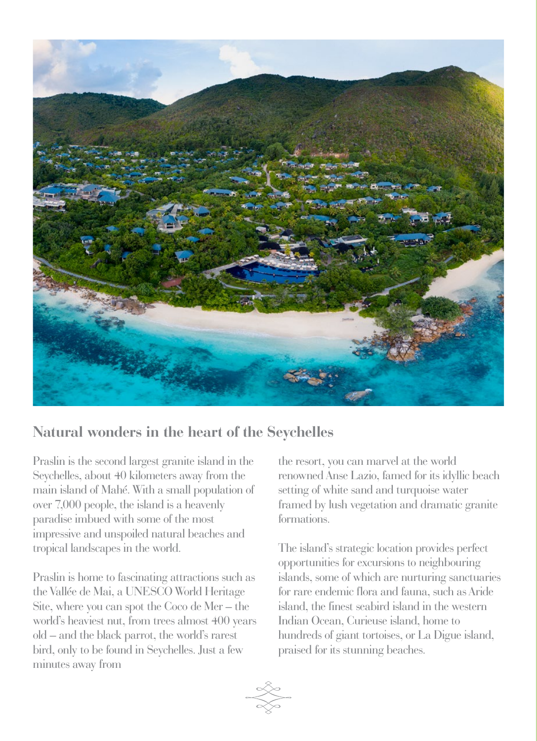## Natural wonders in the heart of the Seychelles

Praslin is the second largest granite island in the Seychelles, about 40 kilometers away from the main island of Mahé. With a small population of over 7,000 people, the island is a heavenly paradise imbued with some of the most impressive and unspoiled natural beaches and tropical landscapes in the world.

Praslin is home to fascinating attractions such as the Vallée de Mai, a UNESCO World Heritage Site, where you can spot the Coco de Mer – the world's heaviest nut, from trees almost 400 years old – and the black parrot, the world's rarest bird, only to be found in Seychelles. Just a few minutes away from the resort, you can marvel at the world renowned Anse Lazio, famed for its idyllic beach setting of white sand and turquoise water framed by lush vegetation and dramatic granite formations.

The island's strategic location provides perfect opportunities for excursions to neighbouring islands, some of which are nurturing sanctuaries for rare endemic flora and fauna, such as Aride island, the finest seabird island in the western Indian Ocean, Curieuse island, home to hundreds of giant tortoises, or La Digue island, praised for its stunning beaches.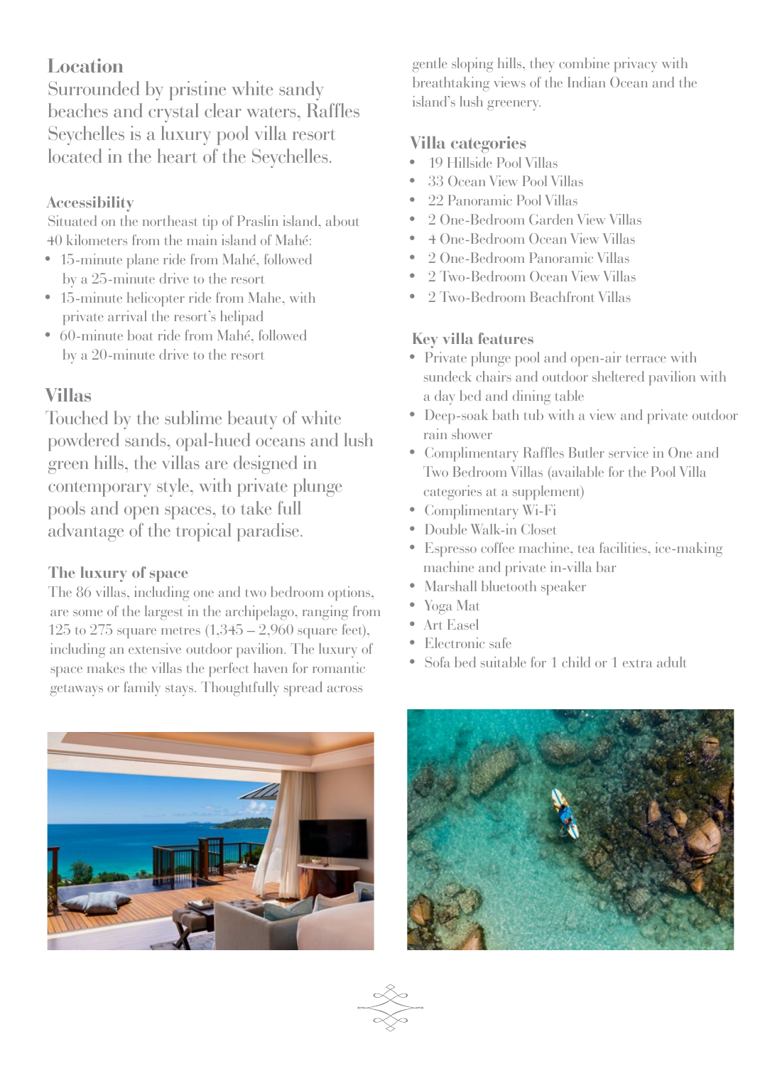## Location

Surrounded by pristine white sandy beaches and crystal clear waters, Raffles Seychelles is a luxury pool villa resort located in the heart of the Seychelles.

### Accessibility

Situated on the northeast tip of Praslin island, about 40 kilometers from the main island of Mahé:

- 15-minute plane ride from Mahé, followed by a 25-minute drive to the resort
- 15-minute helicopter ride from Mahe, with private arrival the resort's helipad
- 60-minute boat ride from Mahé, followed by a 20-minute drive to the resort

## Villas

Touched by the sublime beauty of white powdered sands, opal-hued oceans and lush green hills, the villas are designed in contemporary style, with private plunge pools and open spaces, to take full advantage of the tropical paradise.

### The luxury of space

The 86 villas, including one and two bedroom options, are some of the largest in the archipelago, ranging from 125 to 275 square metres (1,345 – 2,960 square feet), including an extensive outdoor pavilion. The luxury of space makes the villas the perfect haven for romantic getaways or family stays. Thoughtfully spread across gentle sloping hills, they combine privacy with breathtaking views of the Indian Ocean and the island's lush greenery.

### Villa categories

- 19 Hillside Pool Villas
- 33 Ocean View Pool Villas
- 22 Panoramic Pool Villas
- 2 One-Bedroom Garden View Villas
- 4 One-Bedroom Ocean View Villas
- 2 One-Bedroom Panoramic Villas
- 2 Two-Bedroom Ocean View Villas
- 2 Two-Bedroom Beachfront Villas

### Key villa features

- Private plunge pool and open-air terrace with sundeck chairs and outdoor sheltered pavilion with a day bed and dining table
- Deep-soak bath tub with a view and private outdoor rain shower
- Complimentary Raffles Butler service in One and Two Bedroom Villas (available for the Pool Villa categories at a supplement)
- Complimentary Wi-Fi
- Double Walk-in Closet
- Espresso coffee machine, tea facilities, ice-making machine and private in-villa bar
- Marshall bluetooth speaker
- Yoga Mat
- Art Easel
- Electronic safe
- Sofa bed suitable for 1 child or 1 extra adult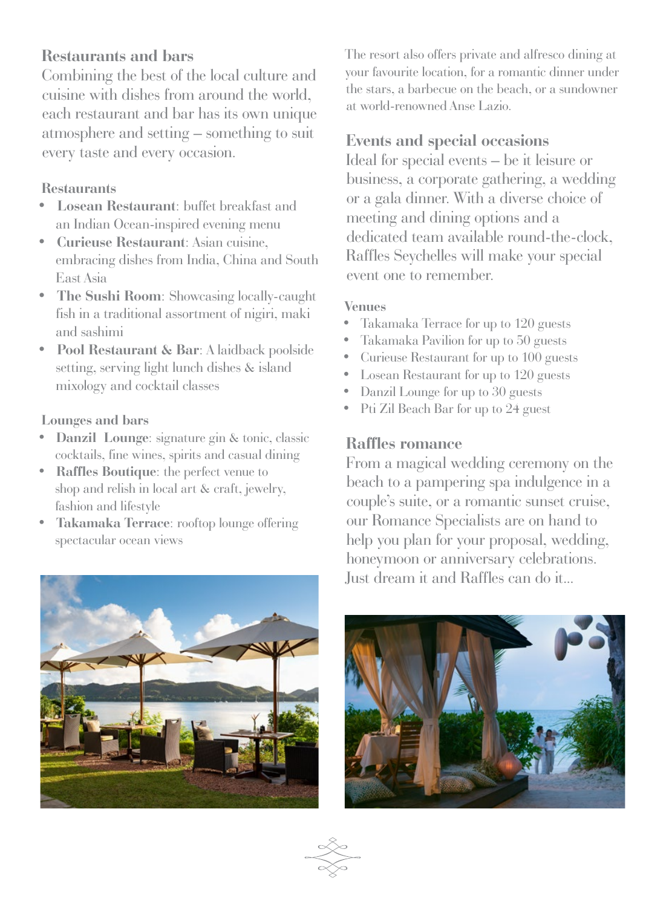## Restaurants and bars

Combining the best of the local culture and cuisine with dishes from around the world, each restaurant and bar has its own unique atmosphere and setting – something to suit every taste and every occasion.

### Restaurants

- **Losean Restaurant**: buffet breakfast and an Indian Ocean-inspired evening menu
- **Curieuse Restaurant**: Asian cuisine, embracing dishes from India, China and South East Asia
- **The Sushi Room**: Showcasing locally-caught fish in a traditional assortment of nigiri, maki and sashimi
- **Pool Restaurant & Bar**: A laidback poolside setting, serving light lunch dishes & island mixology and cocktail classes

### Lounges and bars

- **Danzil Lounge**: signature gin & tonic, classic cocktails, fine wines, spirits and casual dining
- **Raffles Boutique**: the perfect venue to shop and relish in local art & craft, jewelry, fashion and lifestyle
- **Takamaka Terrace**: rooftop lounge offering spectacular ocean views

The resort also offers private and alfresco dining at your favourite location, for a romantic dinner under the stars, a barbecue on the beach, or a sundowner at world-renowned Anse Lazio.

## Events and special occasions

Ideal for special events – be it leisure or business, a corporate gathering, a wedding or a gala dinner. With a diverse choice of meeting and dining options and a dedicated team available round-the-clock, Raffles Seychelles will make your special event one to remember.

### Venues

- Takamaka Terrace for up to 120 guests
- Takamaka Pavilion for up to 50 guests
- Curieuse Restaurant for up to 100 guests
- Losean Restaurant for up to 120 guests
- Danzil Lounge for up to 30 guests
- Pti Zil Beach Bar for up to 24 guest

## Raffles romance

From a magical wedding ceremony on the beach to a pampering spa indulgence in a couple's suite, or a romantic sunset cruise, our Romance Specialists are on hand to help you plan for your proposal, wedding, honeymoon or anniversary celebrations. Just dream it and Raffles can do it...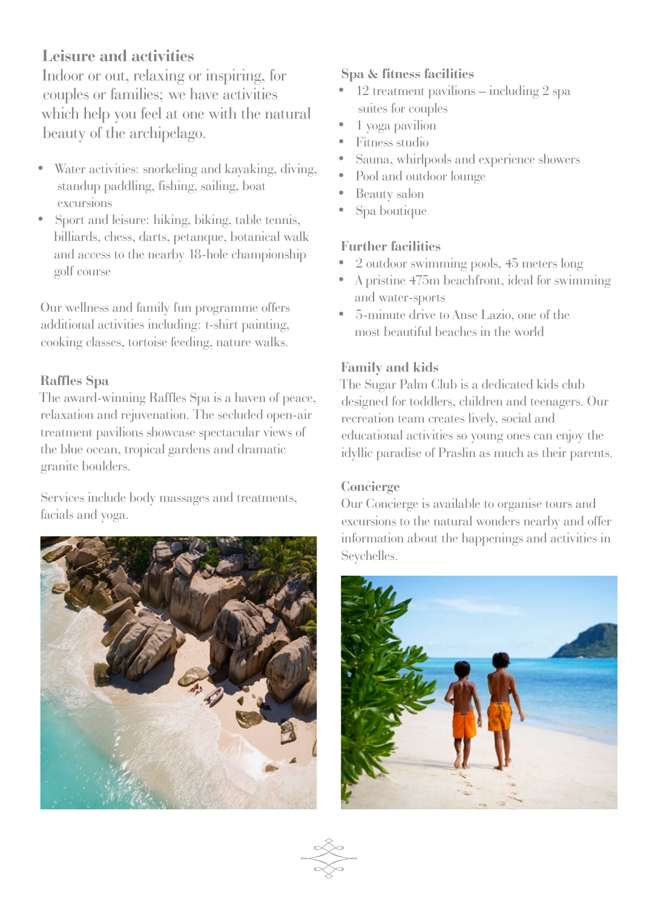## Leisure and activities

Indoor or out, relaxing or inspiring, for couples or families; we have activities which help you feel at one with the natural beauty of the archipelago.

- Water activities: snorkeling and kayaking, diving, standup paddling, fishing, sailing, boat excursions
- Sport and leisure: hiking, biking, table tennis, billiards, chess, darts, petanque, botanical walk and access to the nearby 18-hole championship golf course

Our wellness and family fun programme offers additional activities including: t-shirt painting, cooking classes, tortoise feeding, nature walks.

### Raffles Spa

The award-winning Raffles Spa is a haven of peace, relaxation and rejuvenation. The secluded open-air treatment pavilions showcase spectacular views of the blue ocean, tropical gardens and dramatic granite boulders.

Services include body massages and treatments, facials and yoga.

### Spa & fitness facilities

- 12 treatment pavilions – including 2 spa suites for couples
- 1 yoga pavilion
- Fitness studio
- Sauna, whirlpools and experience showers
- Pool and outdoor lounge
- Beauty salon
- Spa boutique

### Further facilities

- 2 outdoor swimming pools, 45 meters long
- A pristine 475m beachfront, ideal for swimming and water-sports
- 5-minute drive to Anse Lazio, one of the most beautiful beaches in the world

### Family and kids

The Sugar Palm Club is a dedicated kids club designed for toddlers, children and teenagers. Our recreation team creates lively, social and educational activities so young ones can enjoy the idyllic paradise of Praslin as much as their parents.

### Concierge

Our Concierge is available to organise tours and excursions to the natural wonders nearby and offer information about the happenings and activities in Seychelles.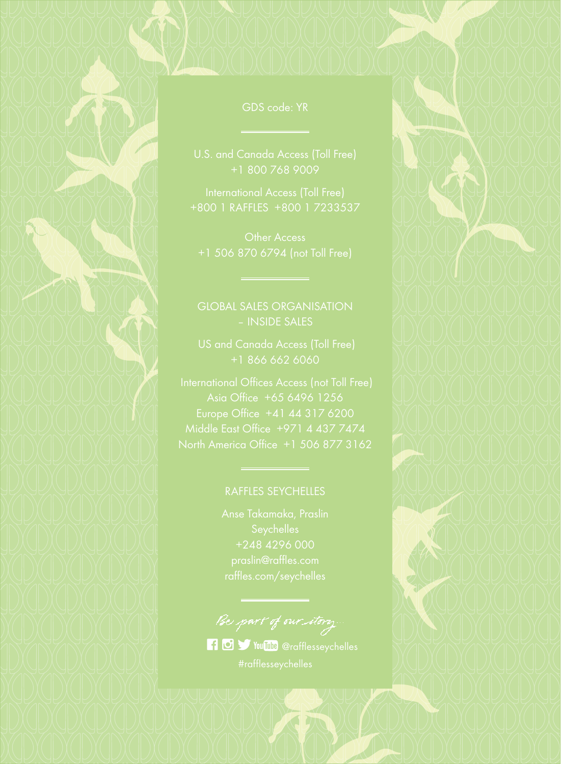GDS code: YR

U.S. and Canada Access (Toll Free)
+1 800 768 9009

International Access (Toll Free)
+800 1 RAFFLES  +800 1 7233537

Other Access
+1 506 870 6794 (not Toll Free)

GLOBAL SALES ORGANISATION
– INSIDE SALES

US and Canada Access (Toll Free)
+1 866 662 6060

International Offices Access (not Toll Free)
Asia Office  +65 6496 1256
Europe Office  +41 44 317 6200
Middle East Office  +971 4 437 7474
North America Office  +1 506 877 3162

RAFFLES SEYCHELLES

Anse Takamaka, Praslin
Seychelles
+248 4296 000
praslin@raffles.com
raffles.com/seychelles

*Be part of our story...*

@rafflesseychelles
#rafflesseychelles